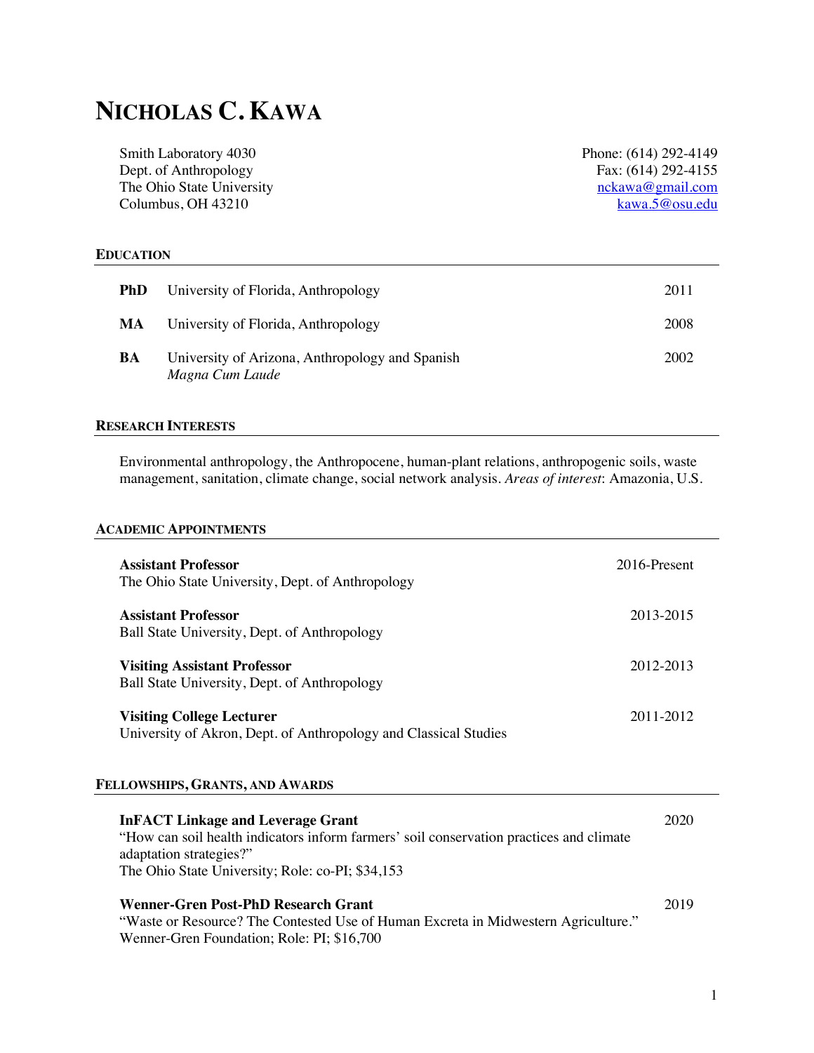# NICHOLAS C. KAWA

Smith Laboratory 4030
Dept. of Anthropology
The Ohio State University
Columbus, OH 43210

Phone: (614) 292-4149
Fax: (614) 292-4155
nckawa@gmail.com
kawa.5@osu.edu

## EDUCATION

| | | |
|---|---|---|
| **PhD** | University of Florida, Anthropology | 2011 |
| **MA** | University of Florida, Anthropology | 2008 |
| **BA** | University of Arizona, Anthropology and Spanish *Magna Cum Laude* | 2002 |

## RESEARCH INTERESTS

Environmental anthropology, the Anthropocene, human-plant relations, anthropogenic soils, waste management, sanitation, climate change, social network analysis. *Areas of interest*: Amazonia, U.S.

## ACADEMIC APPOINTMENTS

**Assistant Professor** — 2016-Present
The Ohio State University, Dept. of Anthropology

**Assistant Professor** — 2013-2015
Ball State University, Dept. of Anthropology

**Visiting Assistant Professor** — 2012-2013
Ball State University, Dept. of Anthropology

**Visiting College Lecturer** — 2011-2012
University of Akron, Dept. of Anthropology and Classical Studies

## FELLOWSHIPS, GRANTS, AND AWARDS

**InFACT Linkage and Leverage Grant** — 2020
"How can soil health indicators inform farmers' soil conservation practices and climate adaptation strategies?"
The Ohio State University; Role: co-PI; $34,153

**Wenner-Gren Post-PhD Research Grant** — 2019
"Waste or Resource? The Contested Use of Human Excreta in Midwestern Agriculture."
Wenner-Gren Foundation; Role: PI; $16,700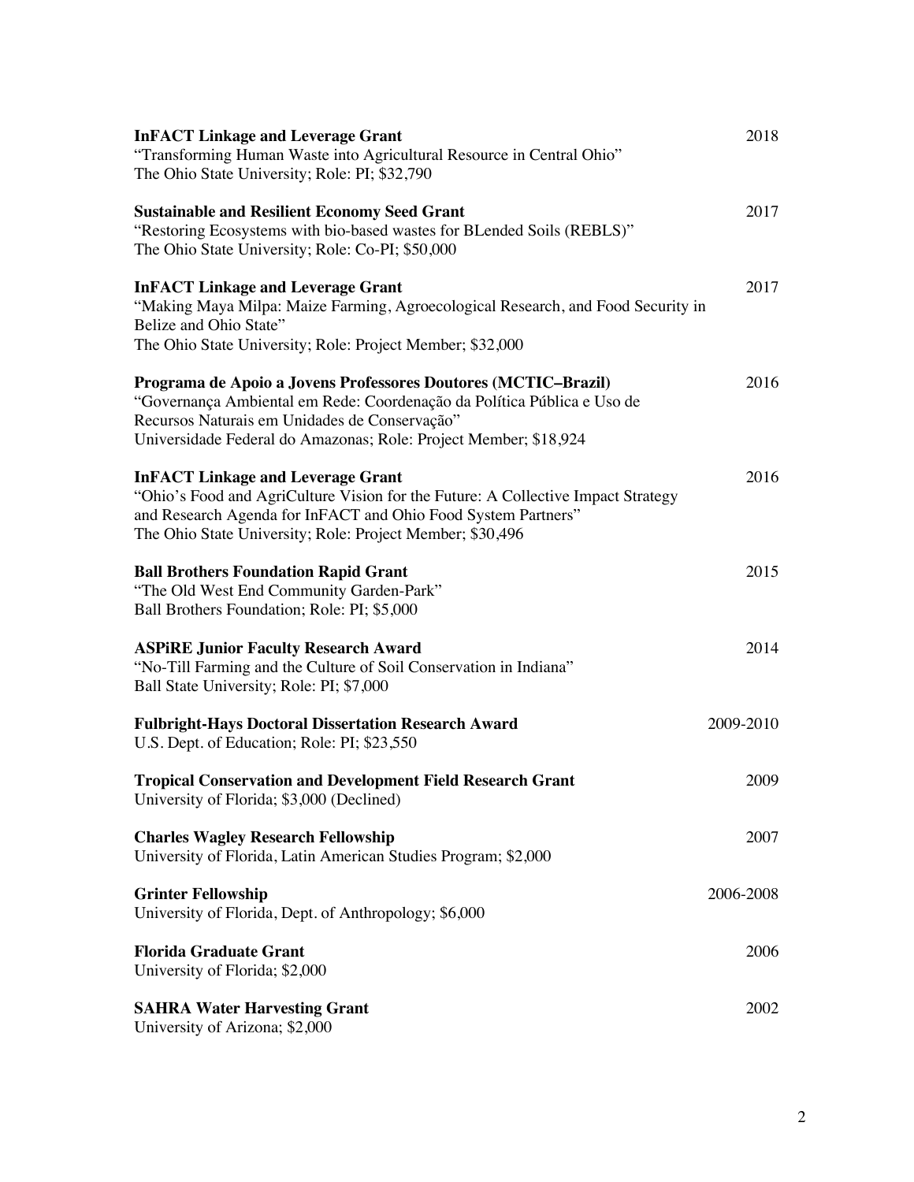**InFACT Linkage and Leverage Grant** 2018
"Transforming Human Waste into Agricultural Resource in Central Ohio"
The Ohio State University; Role: PI; $32,790

**Sustainable and Resilient Economy Seed Grant** 2017
"Restoring Ecosystems with bio-based wastes for BLended Soils (REBLS)"
The Ohio State University; Role: Co-PI; $50,000

**InFACT Linkage and Leverage Grant** 2017
"Making Maya Milpa: Maize Farming, Agroecological Research, and Food Security in Belize and Ohio State"
The Ohio State University; Role: Project Member; $32,000

**Programa de Apoio a Jovens Professores Doutores (MCTIC–Brazil)** 2016
"Governança Ambiental em Rede: Coordenação da Política Pública e Uso de Recursos Naturais em Unidades de Conservação"
Universidade Federal do Amazonas; Role: Project Member; $18,924

**InFACT Linkage and Leverage Grant** 2016
"Ohio's Food and AgriCulture Vision for the Future: A Collective Impact Strategy and Research Agenda for InFACT and Ohio Food System Partners"
The Ohio State University; Role: Project Member; $30,496

**Ball Brothers Foundation Rapid Grant** 2015
"The Old West End Community Garden-Park"
Ball Brothers Foundation; Role: PI; $5,000

**ASPiRE Junior Faculty Research Award** 2014
"No-Till Farming and the Culture of Soil Conservation in Indiana"
Ball State University; Role: PI; $7,000

**Fulbright-Hays Doctoral Dissertation Research Award** 2009-2010
U.S. Dept. of Education; Role: PI; $23,550

**Tropical Conservation and Development Field Research Grant** 2009
University of Florida; $3,000 (Declined)

**Charles Wagley Research Fellowship** 2007
University of Florida, Latin American Studies Program; $2,000

**Grinter Fellowship** 2006-2008
University of Florida, Dept. of Anthropology; $6,000

**Florida Graduate Grant** 2006
University of Florida; $2,000

**SAHRA Water Harvesting Grant** 2002
University of Arizona; $2,000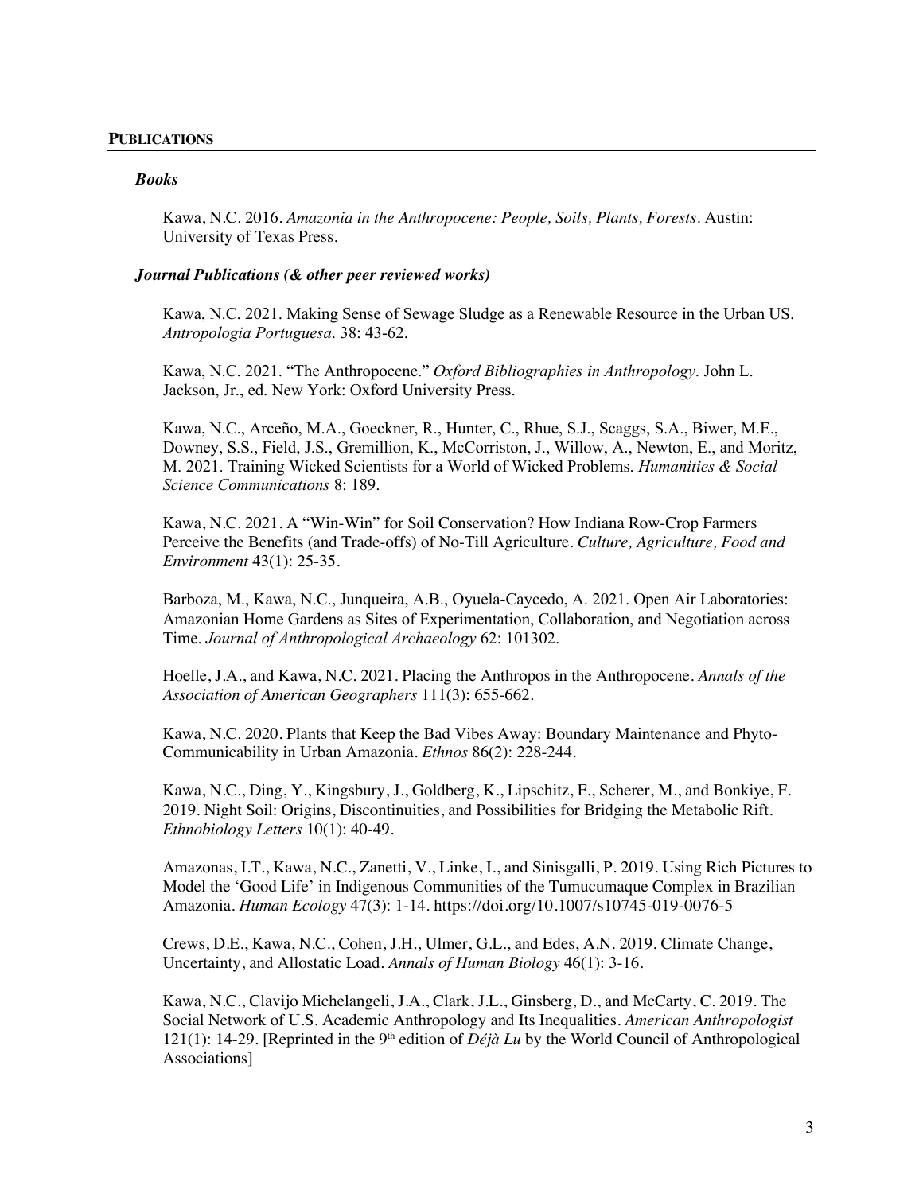## PUBLICATIONS

### *Books*

Kawa, N.C. 2016. *Amazonia in the Anthropocene: People, Soils, Plants, Forests*. Austin: University of Texas Press.

### *Journal Publications (& other peer reviewed works)*

Kawa, N.C. 2021. Making Sense of Sewage Sludge as a Renewable Resource in the Urban US. *Antropologia Portuguesa*. 38: 43-62.

Kawa, N.C. 2021. "The Anthropocene." *Oxford Bibliographies in Anthropology*. John L. Jackson, Jr., ed. New York: Oxford University Press.

Kawa, N.C., Arceño, M.A., Goeckner, R., Hunter, C., Rhue, S.J., Scaggs, S.A., Biwer, M.E., Downey, S.S., Field, J.S., Gremillion, K., McCorriston, J., Willow, A., Newton, E., and Moritz, M. 2021. Training Wicked Scientists for a World of Wicked Problems. *Humanities & Social Science Communications* 8: 189.

Kawa, N.C. 2021. A "Win-Win" for Soil Conservation? How Indiana Row-Crop Farmers Perceive the Benefits (and Trade-offs) of No-Till Agriculture. *Culture, Agriculture, Food and Environment* 43(1): 25-35.

Barboza, M., Kawa, N.C., Junqueira, A.B., Oyuela-Caycedo, A. 2021. Open Air Laboratories: Amazonian Home Gardens as Sites of Experimentation, Collaboration, and Negotiation across Time. *Journal of Anthropological Archaeology* 62: 101302.

Hoelle, J.A., and Kawa, N.C. 2021. Placing the Anthropos in the Anthropocene. *Annals of the Association of American Geographers* 111(3): 655-662.

Kawa, N.C. 2020. Plants that Keep the Bad Vibes Away: Boundary Maintenance and Phyto-Communicability in Urban Amazonia. *Ethnos* 86(2): 228-244.

Kawa, N.C., Ding, Y., Kingsbury, J., Goldberg, K., Lipschitz, F., Scherer, M., and Bonkiye, F. 2019. Night Soil: Origins, Discontinuities, and Possibilities for Bridging the Metabolic Rift. *Ethnobiology Letters* 10(1): 40-49.

Amazonas, I.T., Kawa, N.C., Zanetti, V., Linke, I., and Sinisgalli, P. 2019. Using Rich Pictures to Model the 'Good Life' in Indigenous Communities of the Tumucumaque Complex in Brazilian Amazonia. *Human Ecology* 47(3): 1-14. https://doi.org/10.1007/s10745-019-0076-5

Crews, D.E., Kawa, N.C., Cohen, J.H., Ulmer, G.L., and Edes, A.N. 2019. Climate Change, Uncertainty, and Allostatic Load. *Annals of Human Biology* 46(1): 3-16.

Kawa, N.C., Clavijo Michelangeli, J.A., Clark, J.L., Ginsberg, D., and McCarty, C. 2019. The Social Network of U.S. Academic Anthropology and Its Inequalities. *American Anthropologist* 121(1): 14-29. [Reprinted in the 9th edition of *Déjà Lu* by the World Council of Anthropological Associations]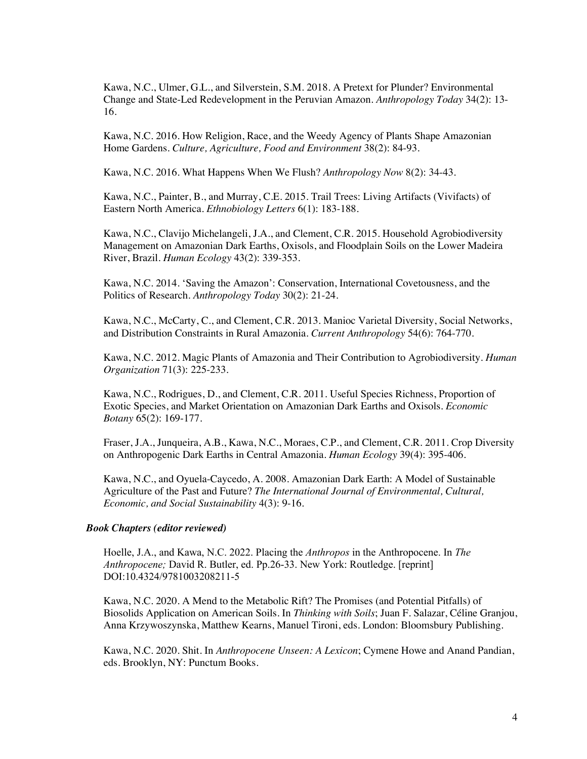Kawa, N.C., Ulmer, G.L., and Silverstein, S.M. 2018. A Pretext for Plunder? Environmental Change and State-Led Redevelopment in the Peruvian Amazon. *Anthropology Today* 34(2): 13-16.

Kawa, N.C. 2016. How Religion, Race, and the Weedy Agency of Plants Shape Amazonian Home Gardens. *Culture, Agriculture, Food and Environment* 38(2): 84-93.

Kawa, N.C. 2016. What Happens When We Flush? *Anthropology Now* 8(2): 34-43.

Kawa, N.C., Painter, B., and Murray, C.E. 2015. Trail Trees: Living Artifacts (Vivifacts) of Eastern North America. *Ethnobiology Letters* 6(1): 183-188.

Kawa, N.C., Clavijo Michelangeli, J.A., and Clement, C.R. 2015. Household Agrobiodiversity Management on Amazonian Dark Earths, Oxisols, and Floodplain Soils on the Lower Madeira River, Brazil. *Human Ecology* 43(2): 339-353.

Kawa, N.C. 2014. 'Saving the Amazon': Conservation, International Covetousness, and the Politics of Research. *Anthropology Today* 30(2): 21-24.

Kawa, N.C., McCarty, C., and Clement, C.R. 2013. Manioc Varietal Diversity, Social Networks, and Distribution Constraints in Rural Amazonia. *Current Anthropology* 54(6): 764-770.

Kawa, N.C. 2012. Magic Plants of Amazonia and Their Contribution to Agrobiodiversity. *Human Organization* 71(3): 225-233.

Kawa, N.C., Rodrigues, D., and Clement, C.R. 2011. Useful Species Richness, Proportion of Exotic Species, and Market Orientation on Amazonian Dark Earths and Oxisols. *Economic Botany* 65(2): 169-177.

Fraser, J.A., Junqueira, A.B., Kawa, N.C., Moraes, C.P., and Clement, C.R. 2011. Crop Diversity on Anthropogenic Dark Earths in Central Amazonia. *Human Ecology* 39(4): 395-406.

Kawa, N.C., and Oyuela-Caycedo, A. 2008. Amazonian Dark Earth: A Model of Sustainable Agriculture of the Past and Future? *The International Journal of Environmental, Cultural, Economic, and Social Sustainability* 4(3): 9-16.

***Book Chapters (editor reviewed)***

Hoelle, J.A., and Kawa, N.C. 2022. Placing the *Anthropos* in the Anthropocene. In *The Anthropocene;* David R. Butler, ed. Pp.26-33. New York: Routledge. [reprint] DOI:10.4324/9781003208211-5

Kawa, N.C. 2020. A Mend to the Metabolic Rift? The Promises (and Potential Pitfalls) of Biosolids Application on American Soils. In *Thinking with Soils*; Juan F. Salazar, Céline Granjou, Anna Krzywoszynska, Matthew Kearns, Manuel Tironi, eds. London: Bloomsbury Publishing.

Kawa, N.C. 2020. Shit. In *Anthropocene Unseen: A Lexicon*; Cymene Howe and Anand Pandian, eds. Brooklyn, NY: Punctum Books.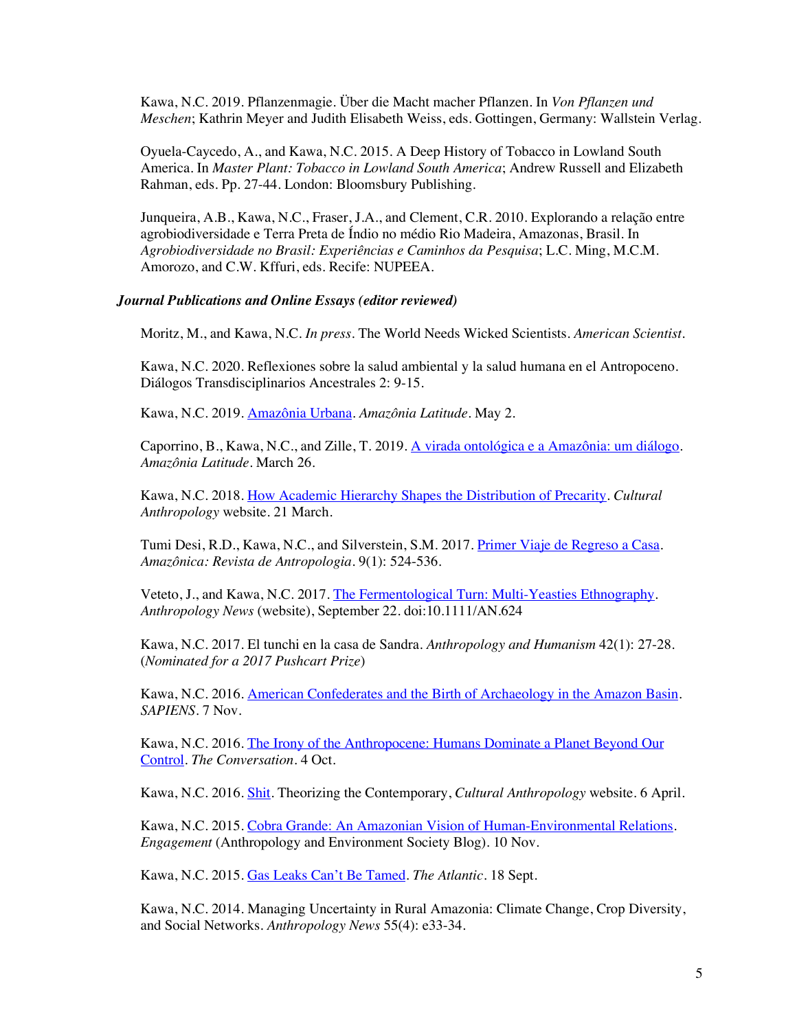Kawa, N.C. 2019. Pflanzenmagie. Über die Macht macher Pflanzen. In *Von Pflanzen und Meschen*; Kathrin Meyer and Judith Elisabeth Weiss, eds. Gottingen, Germany: Wallstein Verlag.

Oyuela-Caycedo, A., and Kawa, N.C. 2015. A Deep History of Tobacco in Lowland South America. In *Master Plant: Tobacco in Lowland South America*; Andrew Russell and Elizabeth Rahman, eds. Pp. 27-44. London: Bloomsbury Publishing.

Junqueira, A.B., Kawa, N.C., Fraser, J.A., and Clement, C.R. 2010. Explorando a relação entre agrobiodiversidade e Terra Preta de Índio no médio Rio Madeira, Amazonas, Brasil. In *Agrobiodiversidade no Brasil: Experiências e Caminhos da Pesquisa*; L.C. Ming, M.C.M. Amorozo, and C.W. Kffuri, eds. Recife: NUPEEA.

***Journal Publications and Online Essays (editor reviewed)***

Moritz, M., and Kawa, N.C. *In press*. The World Needs Wicked Scientists. *American Scientist*.

Kawa, N.C. 2020. Reflexiones sobre la salud ambiental y la salud humana en el Antropoceno. Diálogos Transdisciplinarios Ancestrales 2: 9-15.

Kawa, N.C. 2019. Amazônia Urbana. *Amazônia Latitude*. May 2.

Caporrino, B., Kawa, N.C., and Zille, T. 2019. A virada ontológica e a Amazônia: um diálogo. *Amazônia Latitude*. March 26.

Kawa, N.C. 2018. How Academic Hierarchy Shapes the Distribution of Precarity. *Cultural Anthropology* website. 21 March.

Tumi Desi, R.D., Kawa, N.C., and Silverstein, S.M. 2017. Primer Viaje de Regreso a Casa. *Amazônica: Revista de Antropologia*. 9(1): 524-536.

Veteto, J., and Kawa, N.C. 2017. The Fermentological Turn: Multi-Yeasties Ethnography. *Anthropology News* (website), September 22. doi:10.1111/AN.624

Kawa, N.C. 2017. El tunchi en la casa de Sandra. *Anthropology and Humanism* 42(1): 27-28. (*Nominated for a 2017 Pushcart Prize*)

Kawa, N.C. 2016. American Confederates and the Birth of Archaeology in the Amazon Basin. *SAPIENS*. 7 Nov.

Kawa, N.C. 2016. The Irony of the Anthropocene: Humans Dominate a Planet Beyond Our Control. *The Conversation*. 4 Oct.

Kawa, N.C. 2016. Shit. Theorizing the Contemporary, *Cultural Anthropology* website. 6 April.

Kawa, N.C. 2015. Cobra Grande: An Amazonian Vision of Human-Environmental Relations. *Engagement* (Anthropology and Environment Society Blog). 10 Nov.

Kawa, N.C. 2015. Gas Leaks Can't Be Tamed. *The Atlantic*. 18 Sept.

Kawa, N.C. 2014. Managing Uncertainty in Rural Amazonia: Climate Change, Crop Diversity, and Social Networks. *Anthropology News* 55(4): e33-34.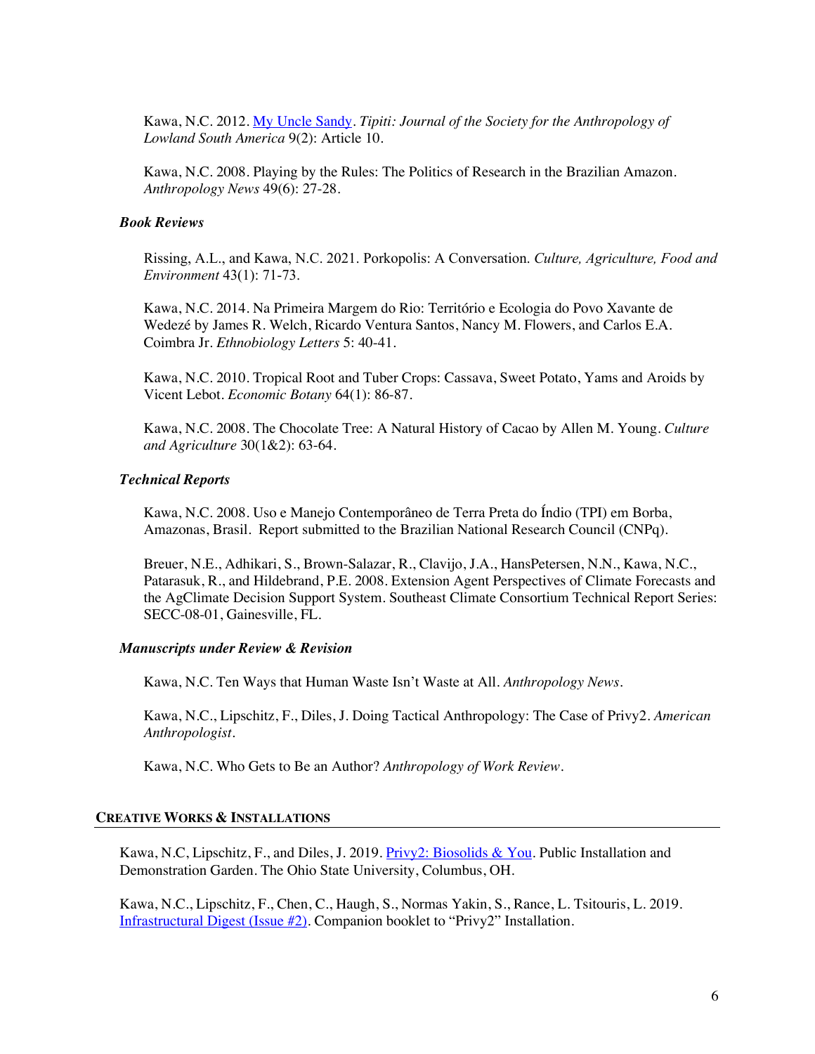Kawa, N.C. 2012. [My Uncle Sandy](). *Tipiti: Journal of the Society for the Anthropology of Lowland South America* 9(2): Article 10.

Kawa, N.C. 2008. Playing by the Rules: The Politics of Research in the Brazilian Amazon. *Anthropology News* 49(6): 27-28.

### *Book Reviews*

Rissing, A.L., and Kawa, N.C. 2021. Porkopolis: A Conversation. *Culture, Agriculture, Food and Environment* 43(1): 71-73.

Kawa, N.C. 2014. Na Primeira Margem do Rio: Território e Ecologia do Povo Xavante de Wedezé by James R. Welch, Ricardo Ventura Santos, Nancy M. Flowers, and Carlos E.A. Coimbra Jr. *Ethnobiology Letters* 5: 40-41.

Kawa, N.C. 2010. Tropical Root and Tuber Crops: Cassava, Sweet Potato, Yams and Aroids by Vicent Lebot. *Economic Botany* 64(1): 86-87.

Kawa, N.C. 2008. The Chocolate Tree: A Natural History of Cacao by Allen M. Young. *Culture and Agriculture* 30(1&2): 63-64.

### *Technical Reports*

Kawa, N.C. 2008. Uso e Manejo Contemporâneo de Terra Preta do Índio (TPI) em Borba, Amazonas, Brasil. Report submitted to the Brazilian National Research Council (CNPq).

Breuer, N.E., Adhikari, S., Brown-Salazar, R., Clavijo, J.A., HansPetersen, N.N., Kawa, N.C., Patarasuk, R., and Hildebrand, P.E. 2008. Extension Agent Perspectives of Climate Forecasts and the AgClimate Decision Support System. Southeast Climate Consortium Technical Report Series: SECC-08-01, Gainesville, FL.

### *Manuscripts under Review & Revision*

Kawa, N.C. Ten Ways that Human Waste Isn't Waste at All. *Anthropology News*.

Kawa, N.C., Lipschitz, F., Diles, J. Doing Tactical Anthropology: The Case of Privy2. *American Anthropologist*.

Kawa, N.C. Who Gets to Be an Author? *Anthropology of Work Review*.

## CREATIVE WORKS & INSTALLATIONS

Kawa, N.C, Lipschitz, F., and Diles, J. 2019. [Privy2: Biosolids & You](). Public Installation and Demonstration Garden. The Ohio State University, Columbus, OH.

Kawa, N.C., Lipschitz, F., Chen, C., Haugh, S., Normas Yakin, S., Rance, L. Tsitouris, L. 2019. [Infrastructural Digest (Issue #2)](). Companion booklet to "Privy2" Installation.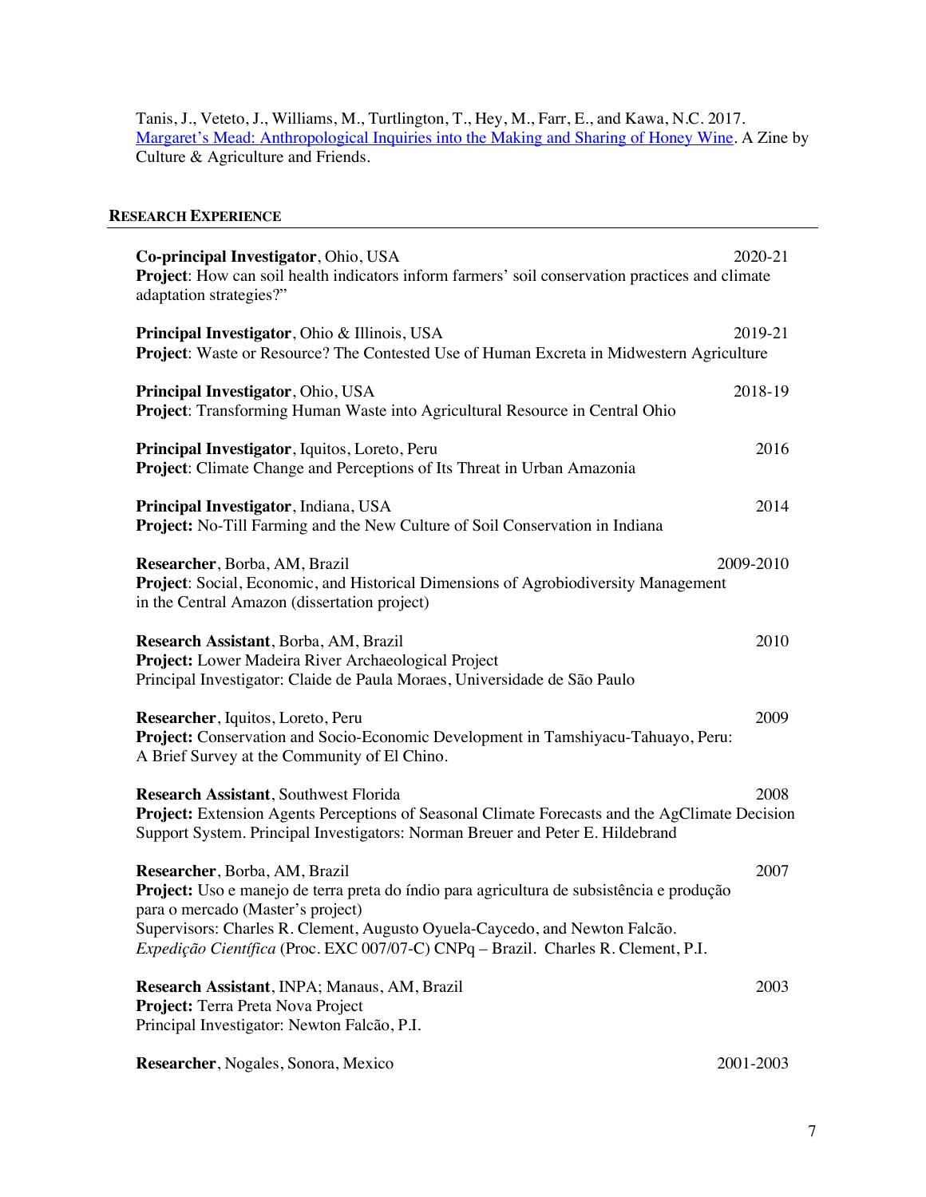Tanis, J., Veteto, J., Williams, M., Turtlington, T., Hey, M., Farr, E., and Kawa, N.C. 2017. [Margaret's Mead: Anthropological Inquiries into the Making and Sharing of Honey Wine](). A Zine by Culture & Agriculture and Friends.

## RESEARCH EXPERIENCE

**Co-principal Investigator**, Ohio, USA — 2020-21
**Project**: How can soil health indicators inform farmers' soil conservation practices and climate adaptation strategies?"

**Principal Investigator**, Ohio & Illinois, USA — 2019-21
**Project**: Waste or Resource? The Contested Use of Human Excreta in Midwestern Agriculture

**Principal Investigator**, Ohio, USA — 2018-19
**Project**: Transforming Human Waste into Agricultural Resource in Central Ohio

**Principal Investigator**, Iquitos, Loreto, Peru — 2016
**Project**: Climate Change and Perceptions of Its Threat in Urban Amazonia

**Principal Investigator**, Indiana, USA — 2014
**Project:** No-Till Farming and the New Culture of Soil Conservation in Indiana

**Researcher**, Borba, AM, Brazil — 2009-2010
**Project**: Social, Economic, and Historical Dimensions of Agrobiodiversity Management in the Central Amazon (dissertation project)

**Research Assistant**, Borba, AM, Brazil — 2010
**Project:** Lower Madeira River Archaeological Project
Principal Investigator: Claide de Paula Moraes, Universidade de São Paulo

**Researcher**, Iquitos, Loreto, Peru — 2009
**Project:** Conservation and Socio-Economic Development in Tamshiyacu-Tahuayo, Peru: A Brief Survey at the Community of El Chino.

**Research Assistant**, Southwest Florida — 2008
**Project:** Extension Agents Perceptions of Seasonal Climate Forecasts and the AgClimate Decision Support System. Principal Investigators: Norman Breuer and Peter E. Hildebrand

**Researcher**, Borba, AM, Brazil — 2007
**Project:** Uso e manejo de terra preta do índio para agricultura de subsistência e produção para o mercado (Master's project)
Supervisors: Charles R. Clement, Augusto Oyuela-Caycedo, and Newton Falcão.
*Expedição Científica* (Proc. EXC 007/07-C) CNPq – Brazil. Charles R. Clement, P.I.

**Research Assistant**, INPA; Manaus, AM, Brazil — 2003
**Project:** Terra Preta Nova Project
Principal Investigator: Newton Falcão, P.I.

**Researcher**, Nogales, Sonora, Mexico — 2001-2003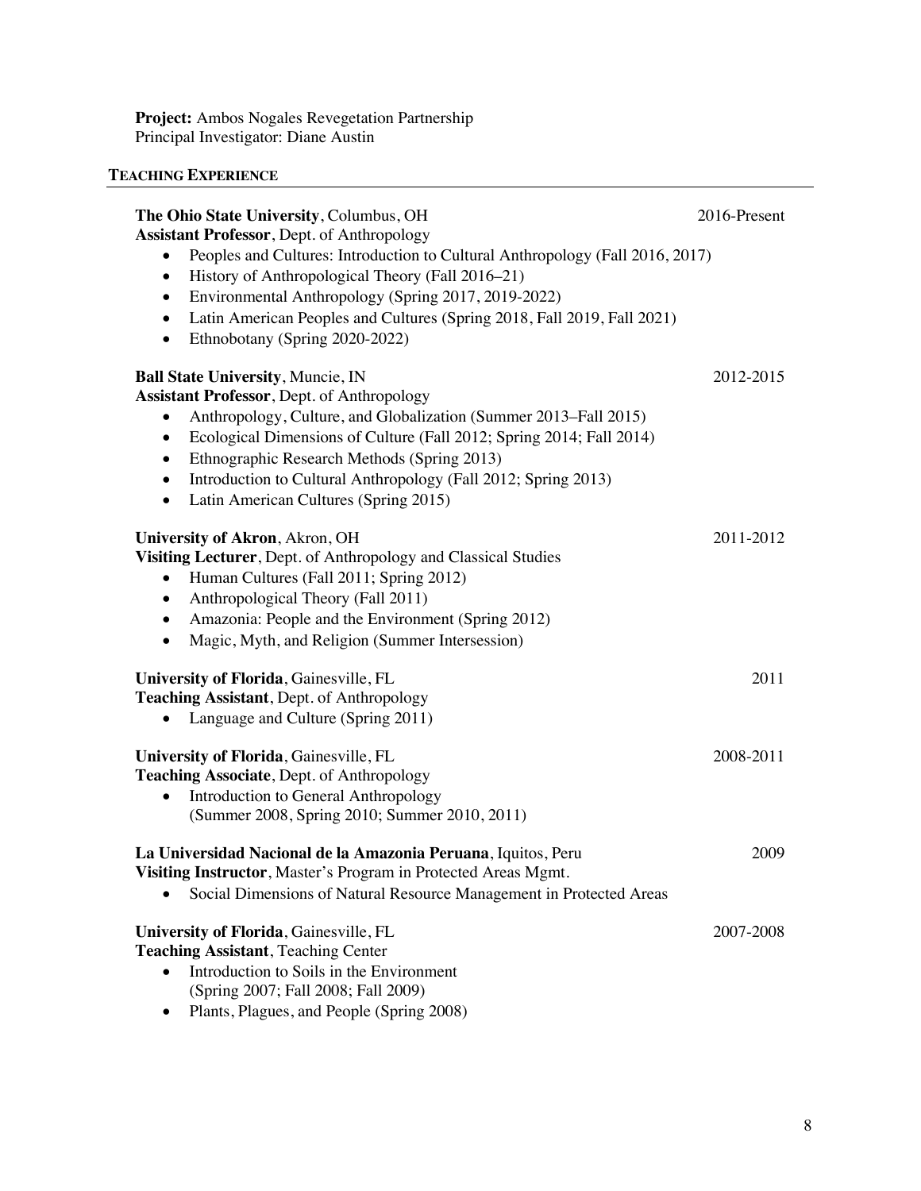**Project:** Ambos Nogales Revegetation Partnership
Principal Investigator: Diane Austin

## TEACHING EXPERIENCE

**The Ohio State University**, Columbus, OH — 2016-Present
**Assistant Professor**, Dept. of Anthropology

- Peoples and Cultures: Introduction to Cultural Anthropology (Fall 2016, 2017)
- History of Anthropological Theory (Fall 2016–21)
- Environmental Anthropology (Spring 2017, 2019-2022)
- Latin American Peoples and Cultures (Spring 2018, Fall 2019, Fall 2021)
- Ethnobotany (Spring 2020-2022)

**Ball State University**, Muncie, IN — 2012-2015
**Assistant Professor**, Dept. of Anthropology

- Anthropology, Culture, and Globalization (Summer 2013–Fall 2015)
- Ecological Dimensions of Culture (Fall 2012; Spring 2014; Fall 2014)
- Ethnographic Research Methods (Spring 2013)
- Introduction to Cultural Anthropology (Fall 2012; Spring 2013)
- Latin American Cultures (Spring 2015)

**University of Akron**, Akron, OH — 2011-2012
**Visiting Lecturer**, Dept. of Anthropology and Classical Studies

- Human Cultures (Fall 2011; Spring 2012)
- Anthropological Theory (Fall 2011)
- Amazonia: People and the Environment (Spring 2012)
- Magic, Myth, and Religion (Summer Intersession)

**University of Florida**, Gainesville, FL — 2011
**Teaching Assistant**, Dept. of Anthropology

- Language and Culture (Spring 2011)

**University of Florida**, Gainesville, FL — 2008-2011
**Teaching Associate**, Dept. of Anthropology

- Introduction to General Anthropology
  (Summer 2008, Spring 2010; Summer 2010, 2011)

**La Universidad Nacional de la Amazonia Peruana**, Iquitos, Peru — 2009
**Visiting Instructor**, Master's Program in Protected Areas Mgmt.

- Social Dimensions of Natural Resource Management in Protected Areas

**University of Florida**, Gainesville, FL — 2007-2008
**Teaching Assistant**, Teaching Center

- Introduction to Soils in the Environment
  (Spring 2007; Fall 2008; Fall 2009)
- Plants, Plagues, and People (Spring 2008)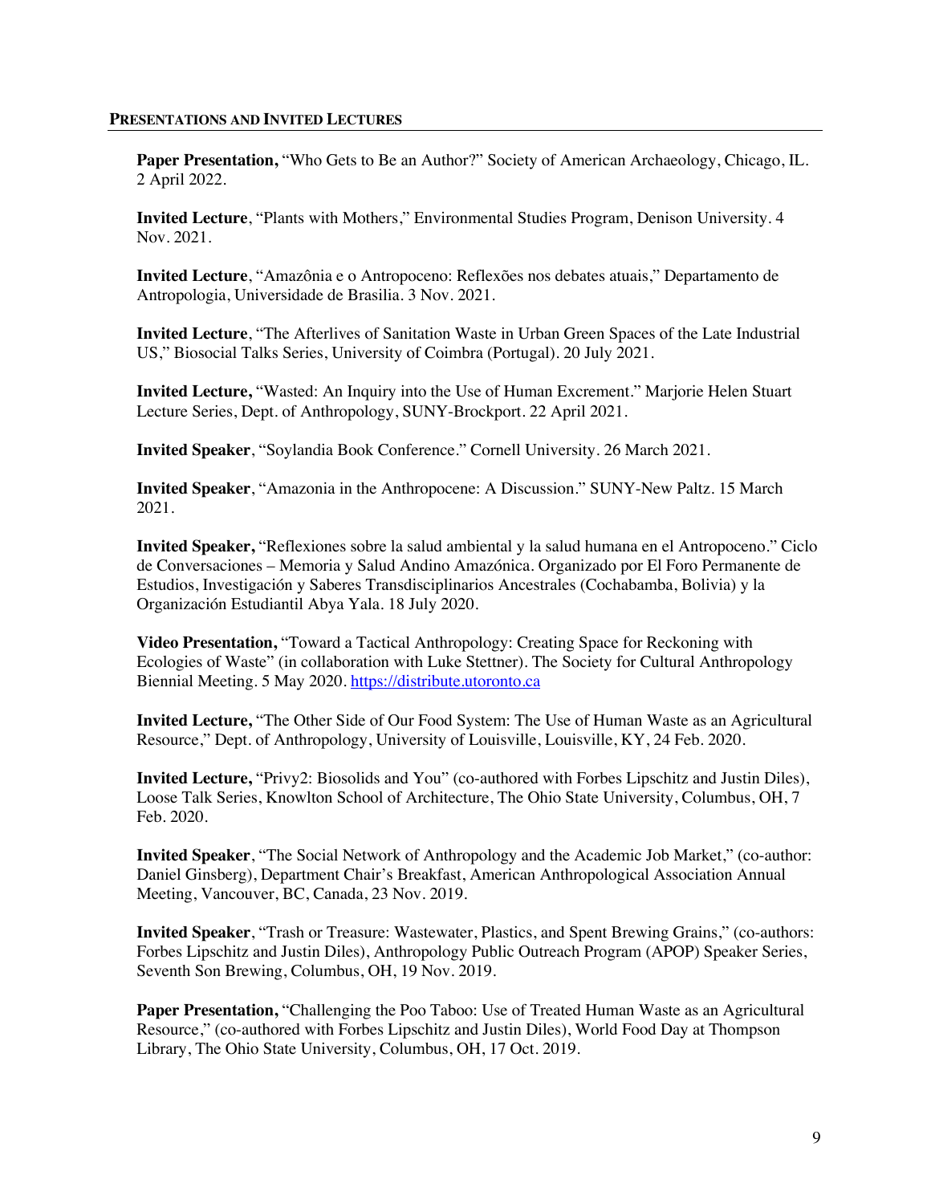## PRESENTATIONS AND INVITED LECTURES

**Paper Presentation,** "Who Gets to Be an Author?" Society of American Archaeology, Chicago, IL. 2 April 2022.

**Invited Lecture**, "Plants with Mothers," Environmental Studies Program, Denison University. 4 Nov. 2021.

**Invited Lecture**, "Amazônia e o Antropoceno: Reflexões nos debates atuais," Departamento de Antropologia, Universidade de Brasilia. 3 Nov. 2021.

**Invited Lecture**, "The Afterlives of Sanitation Waste in Urban Green Spaces of the Late Industrial US," Biosocial Talks Series, University of Coimbra (Portugal). 20 July 2021.

**Invited Lecture,** "Wasted: An Inquiry into the Use of Human Excrement." Marjorie Helen Stuart Lecture Series, Dept. of Anthropology, SUNY-Brockport. 22 April 2021.

**Invited Speaker**, "Soylandia Book Conference." Cornell University. 26 March 2021.

**Invited Speaker**, "Amazonia in the Anthropocene: A Discussion." SUNY-New Paltz. 15 March 2021.

**Invited Speaker,** "Reflexiones sobre la salud ambiental y la salud humana en el Antropoceno." Ciclo de Conversaciones – Memoria y Salud Andino Amazónica. Organizado por El Foro Permanente de Estudios, Investigación y Saberes Transdisciplinarios Ancestrales (Cochabamba, Bolivia) y la Organización Estudiantil Abya Yala. 18 July 2020.

**Video Presentation,** "Toward a Tactical Anthropology: Creating Space for Reckoning with Ecologies of Waste" (in collaboration with Luke Stettner). The Society for Cultural Anthropology Biennial Meeting. 5 May 2020. https://distribute.utoronto.ca

**Invited Lecture,** "The Other Side of Our Food System: The Use of Human Waste as an Agricultural Resource," Dept. of Anthropology, University of Louisville, Louisville, KY, 24 Feb. 2020.

**Invited Lecture,** "Privy2: Biosolids and You" (co-authored with Forbes Lipschitz and Justin Diles), Loose Talk Series, Knowlton School of Architecture, The Ohio State University, Columbus, OH, 7 Feb. 2020.

**Invited Speaker**, "The Social Network of Anthropology and the Academic Job Market," (co-author: Daniel Ginsberg), Department Chair's Breakfast, American Anthropological Association Annual Meeting, Vancouver, BC, Canada, 23 Nov. 2019.

**Invited Speaker**, "Trash or Treasure: Wastewater, Plastics, and Spent Brewing Grains," (co-authors: Forbes Lipschitz and Justin Diles), Anthropology Public Outreach Program (APOP) Speaker Series, Seventh Son Brewing, Columbus, OH, 19 Nov. 2019.

**Paper Presentation,** "Challenging the Poo Taboo: Use of Treated Human Waste as an Agricultural Resource," (co-authored with Forbes Lipschitz and Justin Diles), World Food Day at Thompson Library, The Ohio State University, Columbus, OH, 17 Oct. 2019.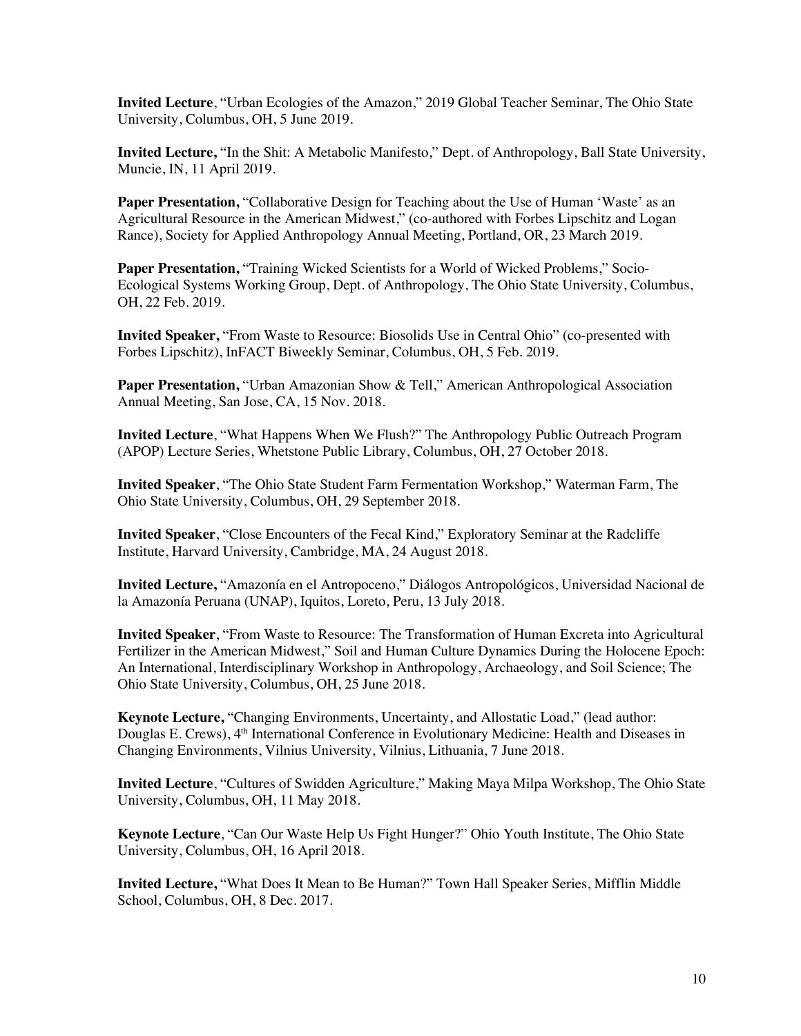**Invited Lecture**, "Urban Ecologies of the Amazon," 2019 Global Teacher Seminar, The Ohio State University, Columbus, OH, 5 June 2019.

**Invited Lecture,** "In the Shit: A Metabolic Manifesto," Dept. of Anthropology, Ball State University, Muncie, IN, 11 April 2019.

**Paper Presentation,** "Collaborative Design for Teaching about the Use of Human 'Waste' as an Agricultural Resource in the American Midwest," (co-authored with Forbes Lipschitz and Logan Rance), Society for Applied Anthropology Annual Meeting, Portland, OR, 23 March 2019.

**Paper Presentation,** "Training Wicked Scientists for a World of Wicked Problems," Socio-Ecological Systems Working Group, Dept. of Anthropology, The Ohio State University, Columbus, OH, 22 Feb. 2019.

**Invited Speaker,** "From Waste to Resource: Biosolids Use in Central Ohio" (co-presented with Forbes Lipschitz), InFACT Biweekly Seminar, Columbus, OH, 5 Feb. 2019.

**Paper Presentation,** "Urban Amazonian Show & Tell," American Anthropological Association Annual Meeting, San Jose, CA, 15 Nov. 2018.

**Invited Lecture**, "What Happens When We Flush?" The Anthropology Public Outreach Program (APOP) Lecture Series, Whetstone Public Library, Columbus, OH, 27 October 2018.

**Invited Speaker**, "The Ohio State Student Farm Fermentation Workshop," Waterman Farm, The Ohio State University, Columbus, OH, 29 September 2018.

**Invited Speaker**, "Close Encounters of the Fecal Kind," Exploratory Seminar at the Radcliffe Institute, Harvard University, Cambridge, MA, 24 August 2018.

**Invited Lecture,** "Amazonía en el Antropoceno," Diálogos Antropológicos, Universidad Nacional de la Amazonía Peruana (UNAP), Iquitos, Loreto, Peru, 13 July 2018.

**Invited Speaker**, "From Waste to Resource: The Transformation of Human Excreta into Agricultural Fertilizer in the American Midwest," Soil and Human Culture Dynamics During the Holocene Epoch: An International, Interdisciplinary Workshop in Anthropology, Archaeology, and Soil Science; The Ohio State University, Columbus, OH, 25 June 2018.

**Keynote Lecture,** "Changing Environments, Uncertainty, and Allostatic Load," (lead author: Douglas E. Crews), 4th International Conference in Evolutionary Medicine: Health and Diseases in Changing Environments, Vilnius University, Vilnius, Lithuania, 7 June 2018.

**Invited Lecture**, "Cultures of Swidden Agriculture," Making Maya Milpa Workshop, The Ohio State University, Columbus, OH, 11 May 2018.

**Keynote Lecture**, "Can Our Waste Help Us Fight Hunger?" Ohio Youth Institute, The Ohio State University, Columbus, OH, 16 April 2018.

**Invited Lecture,** "What Does It Mean to Be Human?" Town Hall Speaker Series, Mifflin Middle School, Columbus, OH, 8 Dec. 2017.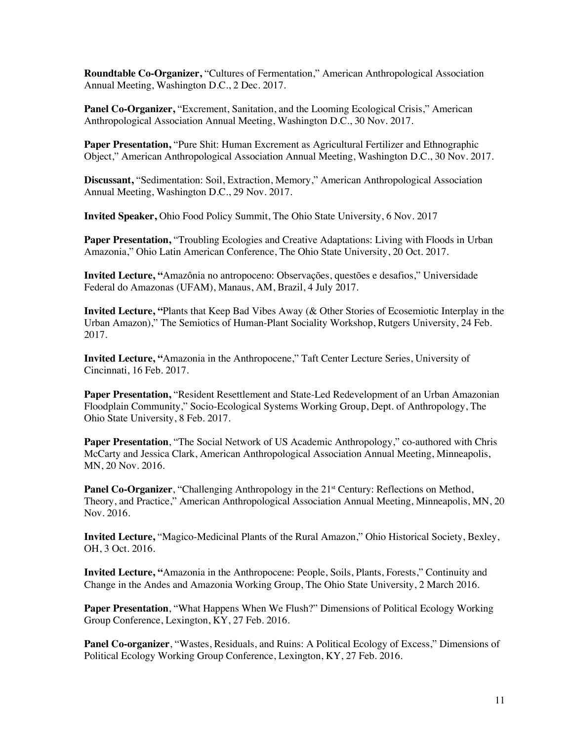**Roundtable Co-Organizer,** “Cultures of Fermentation,” American Anthropological Association Annual Meeting, Washington D.C., 2 Dec. 2017.

**Panel Co-Organizer,** “Excrement, Sanitation, and the Looming Ecological Crisis,” American Anthropological Association Annual Meeting, Washington D.C., 30 Nov. 2017.

**Paper Presentation,** “Pure Shit: Human Excrement as Agricultural Fertilizer and Ethnographic Object,” American Anthropological Association Annual Meeting, Washington D.C., 30 Nov. 2017.

**Discussant,** “Sedimentation: Soil, Extraction, Memory,” American Anthropological Association Annual Meeting, Washington D.C., 29 Nov. 2017.

**Invited Speaker,** Ohio Food Policy Summit, The Ohio State University, 6 Nov. 2017

**Paper Presentation,** “Troubling Ecologies and Creative Adaptations: Living with Floods in Urban Amazonia,” Ohio Latin American Conference, The Ohio State University, 20 Oct. 2017.

**Invited Lecture, “**Amazônia no antropoceno: Observações, questões e desafios,” Universidade Federal do Amazonas (UFAM), Manaus, AM, Brazil, 4 July 2017.

**Invited Lecture, “**Plants that Keep Bad Vibes Away (& Other Stories of Ecosemiotic Interplay in the Urban Amazon),” The Semiotics of Human-Plant Sociality Workshop, Rutgers University, 24 Feb. 2017.

**Invited Lecture, “**Amazonia in the Anthropocene,” Taft Center Lecture Series, University of Cincinnati, 16 Feb. 2017.

**Paper Presentation,** “Resident Resettlement and State-Led Redevelopment of an Urban Amazonian Floodplain Community,” Socio-Ecological Systems Working Group, Dept. of Anthropology, The Ohio State University, 8 Feb. 2017.

**Paper Presentation**, “The Social Network of US Academic Anthropology,” co-authored with Chris McCarty and Jessica Clark, American Anthropological Association Annual Meeting, Minneapolis, MN, 20 Nov. 2016.

**Panel Co-Organizer**, “Challenging Anthropology in the 21st Century: Reflections on Method, Theory, and Practice,” American Anthropological Association Annual Meeting, Minneapolis, MN, 20 Nov. 2016.

**Invited Lecture,** “Magico-Medicinal Plants of the Rural Amazon,” Ohio Historical Society, Bexley, OH, 3 Oct. 2016.

**Invited Lecture, “**Amazonia in the Anthropocene: People, Soils, Plants, Forests,” Continuity and Change in the Andes and Amazonia Working Group, The Ohio State University, 2 March 2016.

**Paper Presentation**, “What Happens When We Flush?” Dimensions of Political Ecology Working Group Conference, Lexington, KY, 27 Feb. 2016.

**Panel Co-organizer**, “Wastes, Residuals, and Ruins: A Political Ecology of Excess,” Dimensions of Political Ecology Working Group Conference, Lexington, KY, 27 Feb. 2016.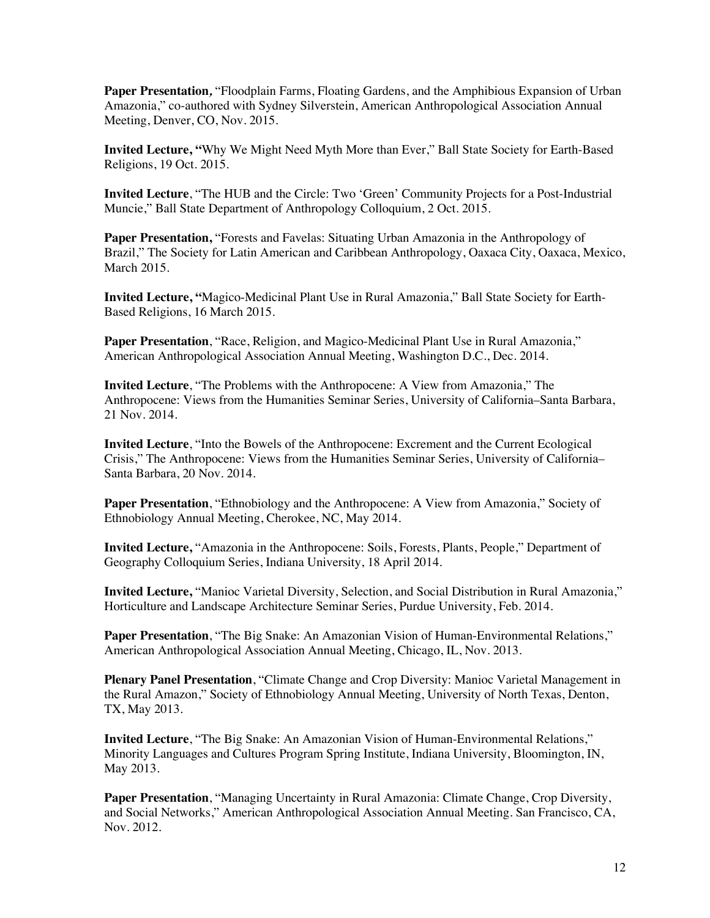**Paper Presentation**, "Floodplain Farms, Floating Gardens, and the Amphibious Expansion of Urban Amazonia," co-authored with Sydney Silverstein, American Anthropological Association Annual Meeting, Denver, CO, Nov. 2015.

**Invited Lecture, "**Why We Might Need Myth More than Ever," Ball State Society for Earth-Based Religions, 19 Oct. 2015.

**Invited Lecture**, "The HUB and the Circle: Two 'Green' Community Projects for a Post-Industrial Muncie," Ball State Department of Anthropology Colloquium, 2 Oct. 2015.

**Paper Presentation,** "Forests and Favelas: Situating Urban Amazonia in the Anthropology of Brazil," The Society for Latin American and Caribbean Anthropology, Oaxaca City, Oaxaca, Mexico, March 2015.

**Invited Lecture, "**Magico-Medicinal Plant Use in Rural Amazonia," Ball State Society for Earth-Based Religions, 16 March 2015.

**Paper Presentation**, "Race, Religion, and Magico-Medicinal Plant Use in Rural Amazonia," American Anthropological Association Annual Meeting, Washington D.C., Dec. 2014.

**Invited Lecture**, "The Problems with the Anthropocene: A View from Amazonia," The Anthropocene: Views from the Humanities Seminar Series, University of California–Santa Barbara, 21 Nov. 2014.

**Invited Lecture**, "Into the Bowels of the Anthropocene: Excrement and the Current Ecological Crisis," The Anthropocene: Views from the Humanities Seminar Series, University of California–Santa Barbara, 20 Nov. 2014.

**Paper Presentation**, "Ethnobiology and the Anthropocene: A View from Amazonia," Society of Ethnobiology Annual Meeting, Cherokee, NC, May 2014.

**Invited Lecture,** "Amazonia in the Anthropocene: Soils, Forests, Plants, People," Department of Geography Colloquium Series, Indiana University, 18 April 2014.

**Invited Lecture,** "Manioc Varietal Diversity, Selection, and Social Distribution in Rural Amazonia," Horticulture and Landscape Architecture Seminar Series, Purdue University, Feb. 2014.

**Paper Presentation**, "The Big Snake: An Amazonian Vision of Human-Environmental Relations," American Anthropological Association Annual Meeting, Chicago, IL, Nov. 2013.

**Plenary Panel Presentation**, "Climate Change and Crop Diversity: Manioc Varietal Management in the Rural Amazon," Society of Ethnobiology Annual Meeting, University of North Texas, Denton, TX, May 2013.

**Invited Lecture**, "The Big Snake: An Amazonian Vision of Human-Environmental Relations," Minority Languages and Cultures Program Spring Institute, Indiana University, Bloomington, IN, May 2013.

**Paper Presentation**, "Managing Uncertainty in Rural Amazonia: Climate Change, Crop Diversity, and Social Networks," American Anthropological Association Annual Meeting. San Francisco, CA, Nov. 2012.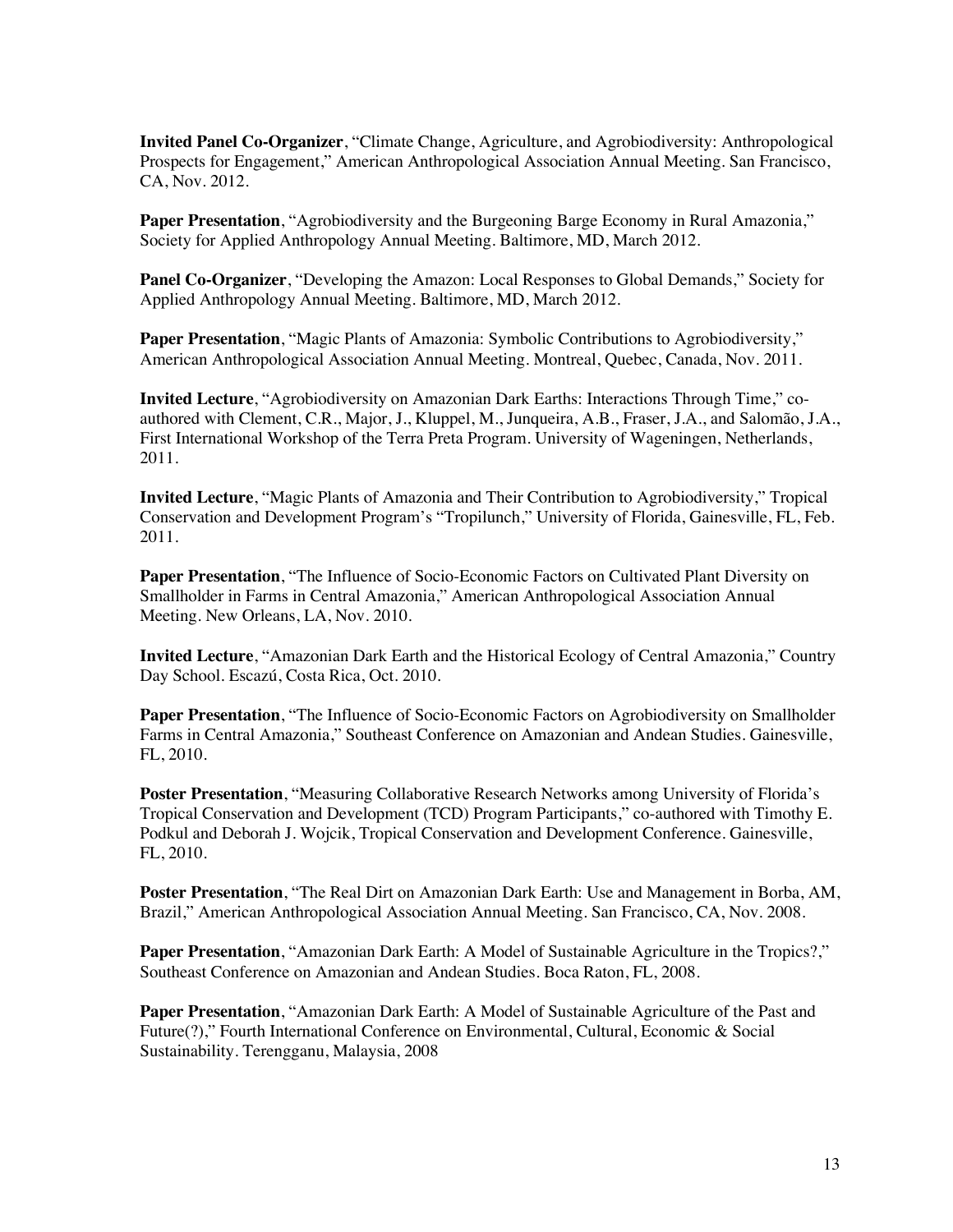**Invited Panel Co-Organizer**, "Climate Change, Agriculture, and Agrobiodiversity: Anthropological Prospects for Engagement," American Anthropological Association Annual Meeting. San Francisco, CA, Nov. 2012.

**Paper Presentation**, "Agrobiodiversity and the Burgeoning Barge Economy in Rural Amazonia," Society for Applied Anthropology Annual Meeting. Baltimore, MD, March 2012.

**Panel Co-Organizer**, "Developing the Amazon: Local Responses to Global Demands," Society for Applied Anthropology Annual Meeting. Baltimore, MD, March 2012.

**Paper Presentation**, "Magic Plants of Amazonia: Symbolic Contributions to Agrobiodiversity," American Anthropological Association Annual Meeting. Montreal, Quebec, Canada, Nov. 2011.

**Invited Lecture**, "Agrobiodiversity on Amazonian Dark Earths: Interactions Through Time," co-authored with Clement, C.R., Major, J., Kluppel, M., Junqueira, A.B., Fraser, J.A., and Salomão, J.A., First International Workshop of the Terra Preta Program. University of Wageningen, Netherlands, 2011.

**Invited Lecture**, "Magic Plants of Amazonia and Their Contribution to Agrobiodiversity," Tropical Conservation and Development Program's "Tropilunch," University of Florida, Gainesville, FL, Feb. 2011.

**Paper Presentation**, "The Influence of Socio-Economic Factors on Cultivated Plant Diversity on Smallholder in Farms in Central Amazonia," American Anthropological Association Annual Meeting. New Orleans, LA, Nov. 2010.

**Invited Lecture**, "Amazonian Dark Earth and the Historical Ecology of Central Amazonia," Country Day School. Escazú, Costa Rica, Oct. 2010.

**Paper Presentation**, "The Influence of Socio-Economic Factors on Agrobiodiversity on Smallholder Farms in Central Amazonia," Southeast Conference on Amazonian and Andean Studies. Gainesville, FL, 2010.

**Poster Presentation**, "Measuring Collaborative Research Networks among University of Florida's Tropical Conservation and Development (TCD) Program Participants," co-authored with Timothy E. Podkul and Deborah J. Wojcik, Tropical Conservation and Development Conference. Gainesville, FL, 2010.

**Poster Presentation**, "The Real Dirt on Amazonian Dark Earth: Use and Management in Borba, AM, Brazil," American Anthropological Association Annual Meeting. San Francisco, CA, Nov. 2008.

**Paper Presentation**, "Amazonian Dark Earth: A Model of Sustainable Agriculture in the Tropics?," Southeast Conference on Amazonian and Andean Studies. Boca Raton, FL, 2008.

**Paper Presentation**, "Amazonian Dark Earth: A Model of Sustainable Agriculture of the Past and Future(?)," Fourth International Conference on Environmental, Cultural, Economic & Social Sustainability. Terengganu, Malaysia, 2008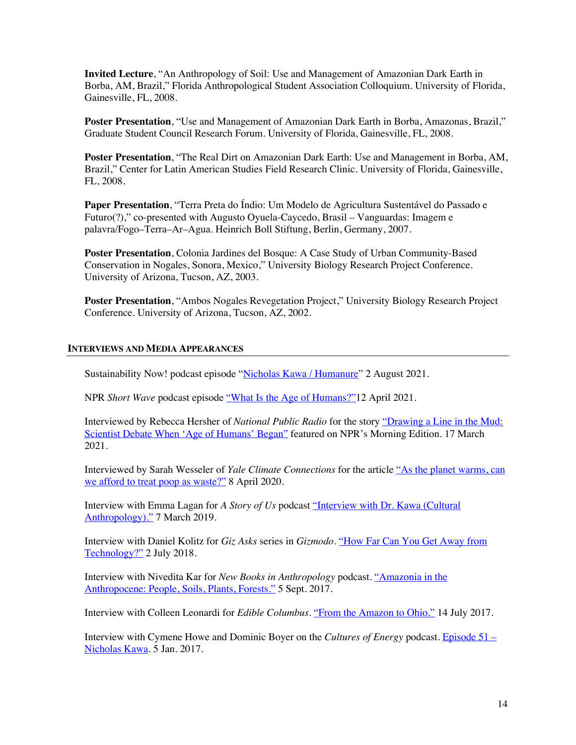**Invited Lecture**, "An Anthropology of Soil: Use and Management of Amazonian Dark Earth in Borba, AM, Brazil," Florida Anthropological Student Association Colloquium. University of Florida, Gainesville, FL, 2008.

**Poster Presentation**, "Use and Management of Amazonian Dark Earth in Borba, Amazonas, Brazil," Graduate Student Council Research Forum. University of Florida, Gainesville, FL, 2008.

**Poster Presentation**, "The Real Dirt on Amazonian Dark Earth: Use and Management in Borba, AM, Brazil," Center for Latin American Studies Field Research Clinic. University of Florida, Gainesville, FL, 2008.

**Paper Presentation**, "Terra Preta do Índio: Um Modelo de Agricultura Sustentável do Passado e Futuro(?)," co-presented with Augusto Oyuela-Caycedo, Brasil – Vanguardas: Imagem e palavra/Fogo–Terra–Ar–Agua. Heinrich Boll Stiftung, Berlin, Germany, 2007.

**Poster Presentation**, Colonia Jardines del Bosque: A Case Study of Urban Community-Based Conservation in Nogales, Sonora, Mexico," University Biology Research Project Conference. University of Arizona, Tucson, AZ, 2003.

**Poster Presentation**, "Ambos Nogales Revegetation Project," University Biology Research Project Conference. University of Arizona, Tucson, AZ, 2002.

## INTERVIEWS AND MEDIA APPEARANCES

Sustainability Now! podcast episode "Nicholas Kawa / Humanure" 2 August 2021.

NPR *Short Wave* podcast episode "What Is the Age of Humans?" 12 April 2021.

Interviewed by Rebecca Hersher of *National Public Radio* for the story "Drawing a Line in the Mud: Scientist Debate When 'Age of Humans' Began" featured on NPR's Morning Edition. 17 March 2021.

Interviewed by Sarah Wesseler of *Yale Climate Connections* for the article "As the planet warms, can we afford to treat poop as waste?" 8 April 2020.

Interview with Emma Lagan for *A Story of Us* podcast "Interview with Dr. Kawa (Cultural Anthropology)." 7 March 2019.

Interview with Daniel Kolitz for *Giz Asks* series in *Gizmodo*. "How Far Can You Get Away from Technology?" 2 July 2018.

Interview with Nivedita Kar for *New Books in Anthropology* podcast. "Amazonia in the Anthropocene: People, Soils, Plants, Forests." 5 Sept. 2017.

Interview with Colleen Leonardi for *Edible Columbus*. "From the Amazon to Ohio." 14 July 2017.

Interview with Cymene Howe and Dominic Boyer on the *Cultures of Energy* podcast. Episode 51 – Nicholas Kawa. 5 Jan. 2017.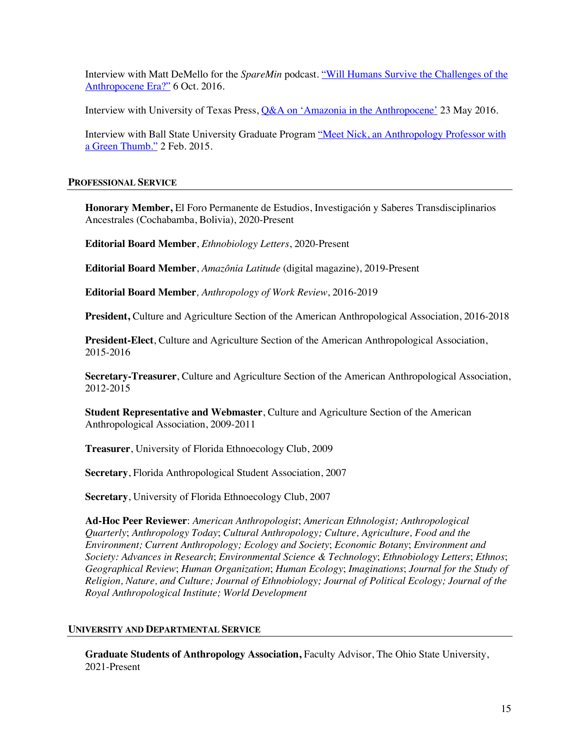Interview with Matt DeMello for the *SpareMin* podcast. "Will Humans Survive the Challenges of the Anthropocene Era?" 6 Oct. 2016.

Interview with University of Texas Press, Q&A on 'Amazonia in the Anthropocene' 23 May 2016.

Interview with Ball State University Graduate Program "Meet Nick, an Anthropology Professor with a Green Thumb." 2 Feb. 2015.

## PROFESSIONAL SERVICE

**Honorary Member,** El Foro Permanente de Estudios, Investigación y Saberes Transdisciplinarios Ancestrales (Cochabamba, Bolivia), 2020-Present

**Editorial Board Member**, *Ethnobiology Letters*, 2020-Present

**Editorial Board Member**, *Amazônia Latitude* (digital magazine), 2019-Present

**Editorial Board Member**, *Anthropology of Work Review*, 2016-2019

**President,** Culture and Agriculture Section of the American Anthropological Association, 2016-2018

**President-Elect**, Culture and Agriculture Section of the American Anthropological Association, 2015-2016

**Secretary-Treasurer**, Culture and Agriculture Section of the American Anthropological Association, 2012-2015

**Student Representative and Webmaster**, Culture and Agriculture Section of the American Anthropological Association, 2009-2011

**Treasurer**, University of Florida Ethnoecology Club, 2009

**Secretary**, Florida Anthropological Student Association, 2007

**Secretary**, University of Florida Ethnoecology Club, 2007

**Ad-Hoc Peer Reviewer**: *American Anthropologist*; *American Ethnologist; Anthropological Quarterly*; *Anthropology Today*; *Cultural Anthropology; Culture, Agriculture, Food and the Environment; Current Anthropology; Ecology and Society*; *Economic Botany*; *Environment and Society: Advances in Research*; *Environmental Science & Technology*; *Ethnobiology Letters*; *Ethnos*; *Geographical Review*; *Human Organization*; *Human Ecology*; *Imaginations*; *Journal for the Study of Religion, Nature, and Culture; Journal of Ethnobiology; Journal of Political Ecology; Journal of the Royal Anthropological Institute; World Development*

## UNIVERSITY AND DEPARTMENTAL SERVICE

**Graduate Students of Anthropology Association,** Faculty Advisor, The Ohio State University, 2021-Present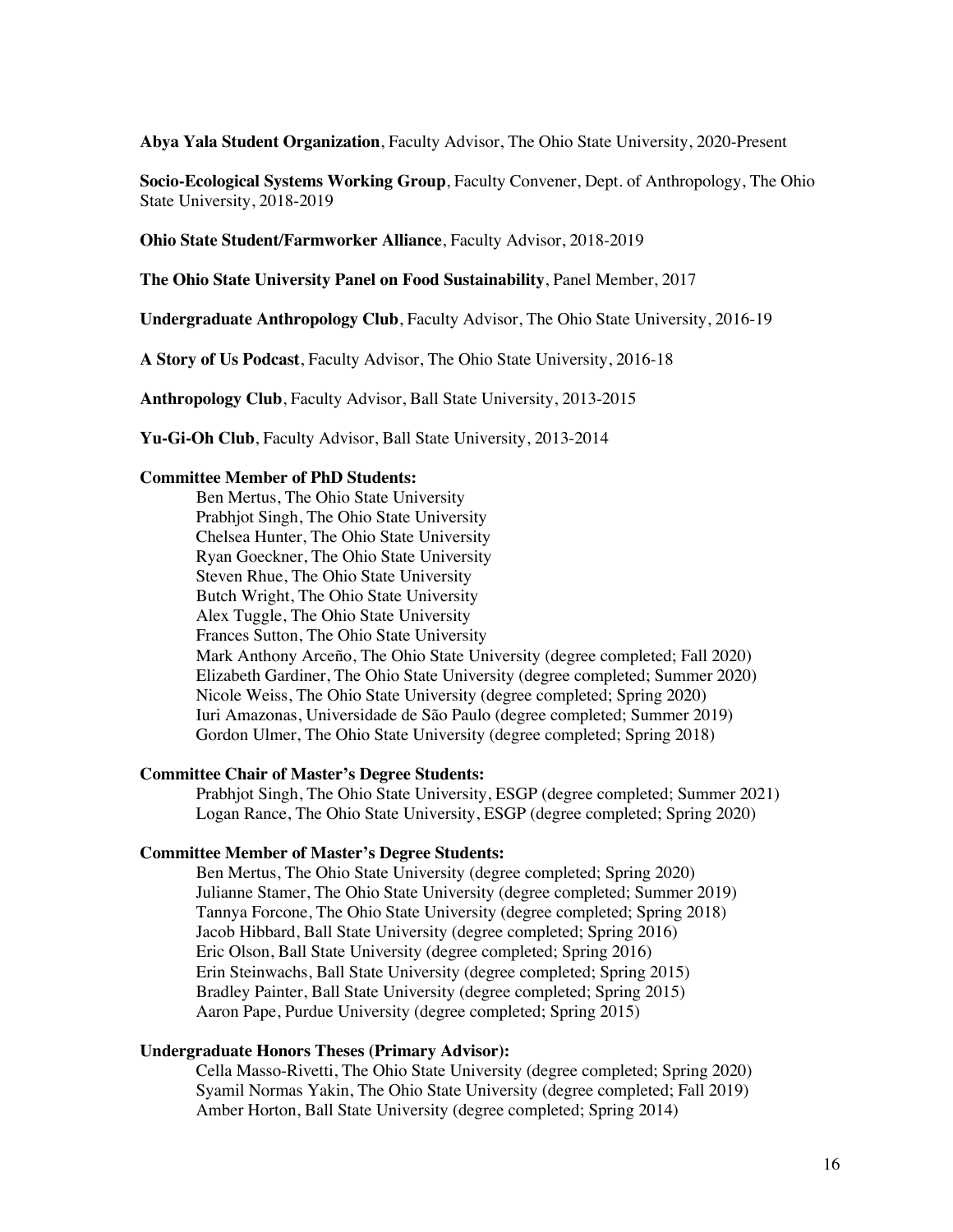**Abya Yala Student Organization**, Faculty Advisor, The Ohio State University, 2020-Present

**Socio-Ecological Systems Working Group**, Faculty Convener, Dept. of Anthropology, The Ohio State University, 2018-2019

**Ohio State Student/Farmworker Alliance**, Faculty Advisor, 2018-2019

**The Ohio State University Panel on Food Sustainability**, Panel Member, 2017

**Undergraduate Anthropology Club**, Faculty Advisor, The Ohio State University, 2016-19

**A Story of Us Podcast**, Faculty Advisor, The Ohio State University, 2016-18

**Anthropology Club**, Faculty Advisor, Ball State University, 2013-2015

**Yu-Gi-Oh Club**, Faculty Advisor, Ball State University, 2013-2014

**Committee Member of PhD Students:**

- Ben Mertus, The Ohio State University
- Prabhjot Singh, The Ohio State University
- Chelsea Hunter, The Ohio State University
- Ryan Goeckner, The Ohio State University
- Steven Rhue, The Ohio State University
- Butch Wright, The Ohio State University
- Alex Tuggle, The Ohio State University
- Frances Sutton, The Ohio State University
- Mark Anthony Arceño, The Ohio State University (degree completed; Fall 2020)
- Elizabeth Gardiner, The Ohio State University (degree completed; Summer 2020)
- Nicole Weiss, The Ohio State University (degree completed; Spring 2020)
- Iuri Amazonas, Universidade de São Paulo (degree completed; Summer 2019)
- Gordon Ulmer, The Ohio State University (degree completed; Spring 2018)

**Committee Chair of Master's Degree Students:**

- Prabhjot Singh, The Ohio State University, ESGP (degree completed; Summer 2021)
- Logan Rance, The Ohio State University, ESGP (degree completed; Spring 2020)

**Committee Member of Master's Degree Students:**

- Ben Mertus, The Ohio State University (degree completed; Spring 2020)
- Julianne Stamer, The Ohio State University (degree completed; Summer 2019)
- Tannya Forcone, The Ohio State University (degree completed; Spring 2018)
- Jacob Hibbard, Ball State University (degree completed; Spring 2016)
- Eric Olson, Ball State University (degree completed; Spring 2016)
- Erin Steinwachs, Ball State University (degree completed; Spring 2015)
- Bradley Painter, Ball State University (degree completed; Spring 2015)
- Aaron Pape, Purdue University (degree completed; Spring 2015)

**Undergraduate Honors Theses (Primary Advisor):**

- Cella Masso-Rivetti, The Ohio State University (degree completed; Spring 2020)
- Syamil Normas Yakin, The Ohio State University (degree completed; Fall 2019)
- Amber Horton, Ball State University (degree completed; Spring 2014)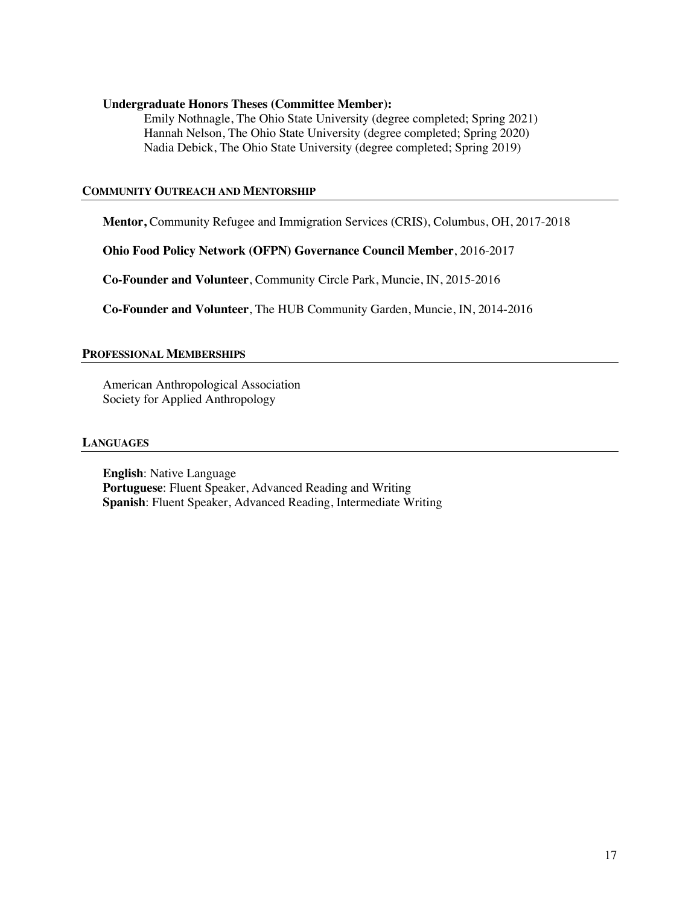**Undergraduate Honors Theses (Committee Member):**

Emily Nothnagle, The Ohio State University (degree completed; Spring 2021)
Hannah Nelson, The Ohio State University (degree completed; Spring 2020)
Nadia Debick, The Ohio State University (degree completed; Spring 2019)

## COMMUNITY OUTREACH AND MENTORSHIP

**Mentor,** Community Refugee and Immigration Services (CRIS), Columbus, OH, 2017-2018

**Ohio Food Policy Network (OFPN) Governance Council Member**, 2016-2017

**Co-Founder and Volunteer**, Community Circle Park, Muncie, IN, 2015-2016

**Co-Founder and Volunteer**, The HUB Community Garden, Muncie, IN, 2014-2016

## PROFESSIONAL MEMBERSHIPS

American Anthropological Association
Society for Applied Anthropology

## LANGUAGES

**English**: Native Language
**Portuguese**: Fluent Speaker, Advanced Reading and Writing
**Spanish**: Fluent Speaker, Advanced Reading, Intermediate Writing